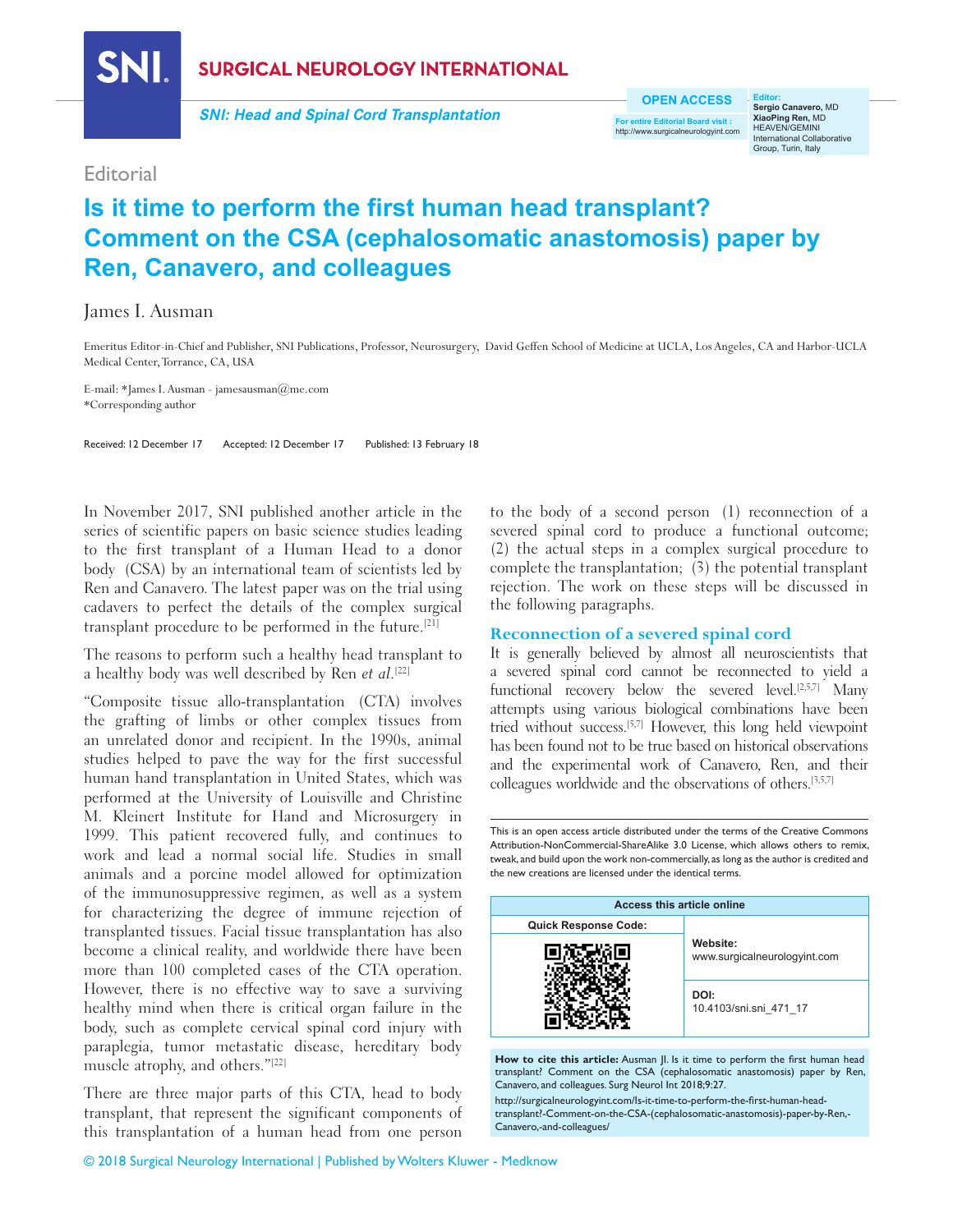Editorial

# Is it time to perform the first human head transplant? Comment on the CSA (cephalosomatic anastomosis) paper by Ren, Canavero, and colleagues

James I. Ausman

Emeritus Editor-in-Chief and Publisher, SNI Publications, Professor, Neurosurgery, David Geffen School of Medicine at UCLA, Los Angeles, CA and Harbor-UCLA Medical Center, Torrance, CA, USA

E-mail: *James I. Ausman - jamesausman@me.com
*Corresponding author

Received: 12 December 17 Accepted: 12 December 17 Published: 13 February 18

In November 2017, SNI published another article in the series of scientific papers on basic science studies leading to the first transplant of a Human Head to a donor body (CSA) by an international team of scientists led by Ren and Canavero. The latest paper was on the trial using cadavers to perfect the details of the complex surgical transplant procedure to be performed in the future.[21]

The reasons to perform such a healthy head transplant to a healthy body was well described by Ren *et al*.[22]

"Composite tissue allo-transplantation (CTA) involves the grafting of limbs or other complex tissues from an unrelated donor and recipient. In the 1990s, animal studies helped to pave the way for the first successful human hand transplantation in United States, which was performed at the University of Louisville and Christine M. Kleinert Institute for Hand and Microsurgery in 1999. This patient recovered fully, and continues to work and lead a normal social life. Studies in small animals and a porcine model allowed for optimization of the immunosuppressive regimen, as well as a system for characterizing the degree of immune rejection of transplanted tissues. Facial tissue transplantation has also become a clinical reality, and worldwide there have been more than 100 completed cases of the CTA operation. However, there is no effective way to save a surviving healthy mind when there is critical organ failure in the body, such as complete cervical spinal cord injury with paraplegia, tumor metastatic disease, hereditary body muscle atrophy, and others."[22]

There are three major parts of this CTA, head to body transplant, that represent the significant components of this transplantation of a human head from one person to the body of a second person (1) reconnection of a severed spinal cord to produce a functional outcome; (2) the actual steps in a complex surgical procedure to complete the transplantation; (3) the potential transplant rejection. The work on these steps will be discussed in the following paragraphs.

## Reconnection of a severed spinal cord

It is generally believed by almost all neuroscientists that a severed spinal cord cannot be reconnected to yield a functional recovery below the severed level.[2,5,7] Many attempts using various biological combinations have been tried without success.[5,7] However, this long held viewpoint has been found not to be true based on historical observations and the experimental work of Canavero, Ren, and their colleagues worldwide and the observations of others.[3,5,7]

This is an open access article distributed under the terms of the Creative Commons Attribution-NonCommercial-ShareAlike 3.0 License, which allows others to remix, tweak, and build upon the work non-commercially, as long as the author is credited and the new creations are licensed under the identical terms.

| Access this article online | |
|---|---|
| Quick Response Code: | Website: www.surgicalneurologyint.com |
| | DOI: 10.4103/sni.sni_471_17 |

**How to cite this article:** Ausman JI. Is it time to perform the first human head transplant? Comment on the CSA (cephalosomatic anastomosis) paper by Ren, Canavero, and colleagues. Surg Neurol Int 2018;9:27.
http://surgicalneurologyint.com/Is-it-time-to-perform-the-first-human-head-transplant?-Comment-on-the-CSA-(cephalosomatic-anastomosis)-paper-by-Ren,-Canavero,-and-colleagues/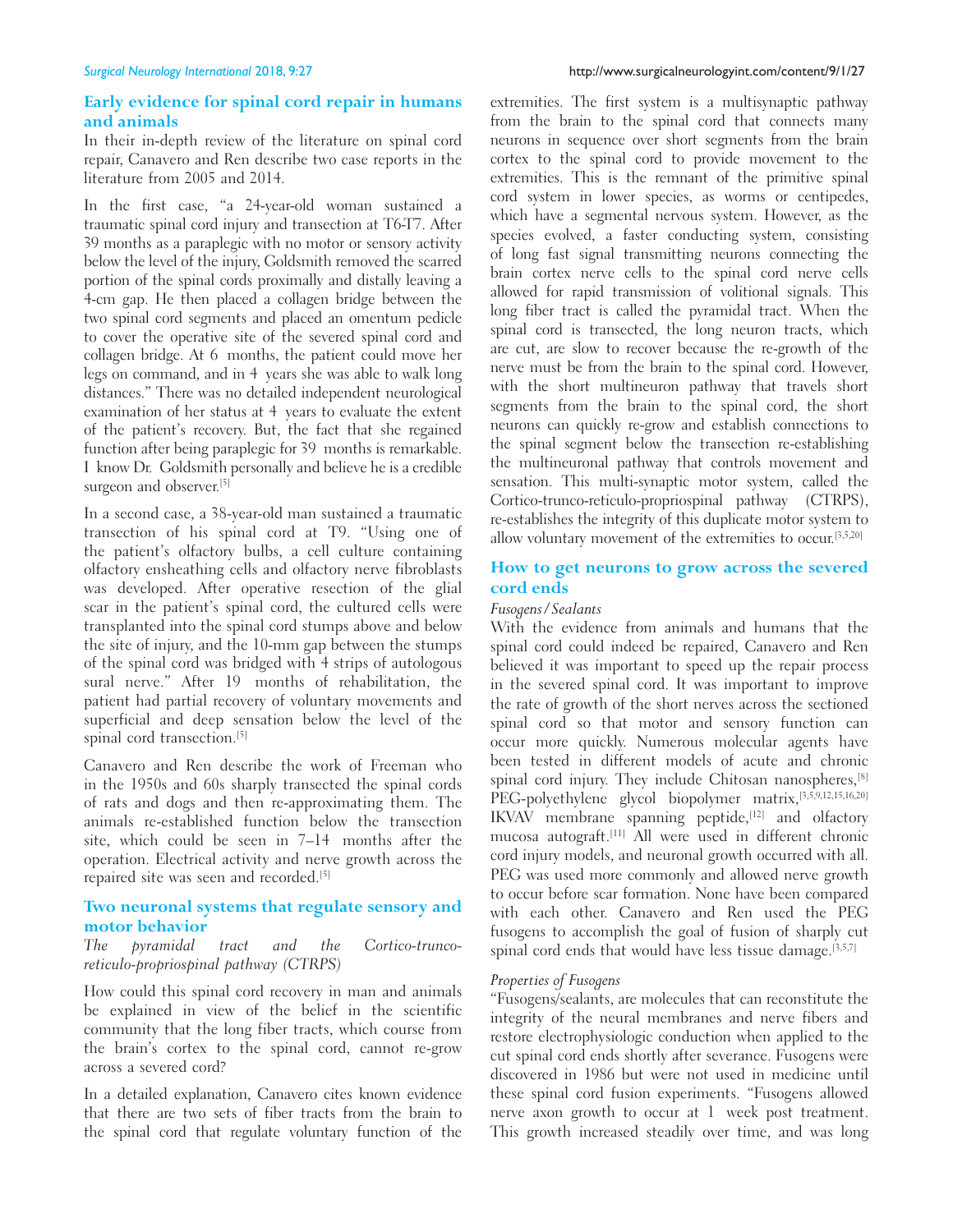## Early evidence for spinal cord repair in humans and animals

In their in-depth review of the literature on spinal cord repair, Canavero and Ren describe two case reports in the literature from 2005 and 2014.

In the first case, "a 24-year-old woman sustained a traumatic spinal cord injury and transection at T6-T7. After 39 months as a paraplegic with no motor or sensory activity below the level of the injury, Goldsmith removed the scarred portion of the spinal cords proximally and distally leaving a 4-cm gap. He then placed a collagen bridge between the two spinal cord segments and placed an omentum pedicle to cover the operative site of the severed spinal cord and collagen bridge. At 6 months, the patient could move her legs on command, and in 4 years she was able to walk long distances." There was no detailed independent neurological examination of her status at 4 years to evaluate the extent of the patient's recovery. But, the fact that she regained function after being paraplegic for 39 months is remarkable. I know Dr. Goldsmith personally and believe he is a credible surgeon and observer.[5]

In a second case, a 38-year-old man sustained a traumatic transection of his spinal cord at T9. "Using one of the patient's olfactory bulbs, a cell culture containing olfactory ensheathing cells and olfactory nerve fibroblasts was developed. After operative resection of the glial scar in the patient's spinal cord, the cultured cells were transplanted into the spinal cord stumps above and below the site of injury, and the 10-mm gap between the stumps of the spinal cord was bridged with 4 strips of autologous sural nerve." After 19 months of rehabilitation, the patient had partial recovery of voluntary movements and superficial and deep sensation below the level of the spinal cord transection.[5]

Canavero and Ren describe the work of Freeman who in the 1950s and 60s sharply transected the spinal cords of rats and dogs and then re-approximating them. The animals re-established function below the transection site, which could be seen in 7–14 months after the operation. Electrical activity and nerve growth across the repaired site was seen and recorded.[5]

## Two neuronal systems that regulate sensory and motor behavior

*The pyramidal tract and the Cortico-trunco-reticulo-propriospinal pathway (CTRPS)*

How could this spinal cord recovery in man and animals be explained in view of the belief in the scientific community that the long fiber tracts, which course from the brain's cortex to the spinal cord, cannot re-grow across a severed cord?

In a detailed explanation, Canavero cites known evidence that there are two sets of fiber tracts from the brain to the spinal cord that regulate voluntary function of the extremities. The first system is a multisynaptic pathway from the brain to the spinal cord that connects many neurons in sequence over short segments from the brain cortex to the spinal cord to provide movement to the extremities. This is the remnant of the primitive spinal cord system in lower species, as worms or centipedes, which have a segmental nervous system. However, as the species evolved, a faster conducting system, consisting of long fast signal transmitting neurons connecting the brain cortex nerve cells to the spinal cord nerve cells allowed for rapid transmission of volitional signals. This long fiber tract is called the pyramidal tract. When the spinal cord is transected, the long neuron tracts, which are cut, are slow to recover because the re-growth of the nerve must be from the brain to the spinal cord. However, with the short multineuron pathway that travels short segments from the brain to the spinal cord, the short neurons can quickly re-grow and establish connections to the spinal segment below the transection re-establishing the multineuronal pathway that controls movement and sensation. This multi-synaptic motor system, called the Cortico-trunco-reticulo-propriospinal pathway (CTRPS), re-establishes the integrity of this duplicate motor system to allow voluntary movement of the extremities to occur.[3,5,20]

## How to get neurons to grow across the severed cord ends

*Fusogens/Sealants*

With the evidence from animals and humans that the spinal cord could indeed be repaired, Canavero and Ren believed it was important to speed up the repair process in the severed spinal cord. It was important to improve the rate of growth of the short nerves across the sectioned spinal cord so that motor and sensory function can occur more quickly. Numerous molecular agents have been tested in different models of acute and chronic spinal cord injury. They include Chitosan nanospheres,[8] PEG-polyethylene glycol biopolymer matrix,[3,5,9,12,15,16,20] IKVAV membrane spanning peptide,[12] and olfactory mucosa autograft.[11] All were used in different chronic cord injury models, and neuronal growth occurred with all. PEG was used more commonly and allowed nerve growth to occur before scar formation. None have been compared with each other. Canavero and Ren used the PEG fusogens to accomplish the goal of fusion of sharply cut spinal cord ends that would have less tissue damage.[3,5,7]

*Properties of Fusogens*

"Fusogens/sealants, are molecules that can reconstitute the integrity of the neural membranes and nerve fibers and restore electrophysiologic conduction when applied to the cut spinal cord ends shortly after severance. Fusogens were discovered in 1986 but were not used in medicine until these spinal cord fusion experiments. "Fusogens allowed nerve axon growth to occur at 1 week post treatment. This growth increased steadily over time, and was long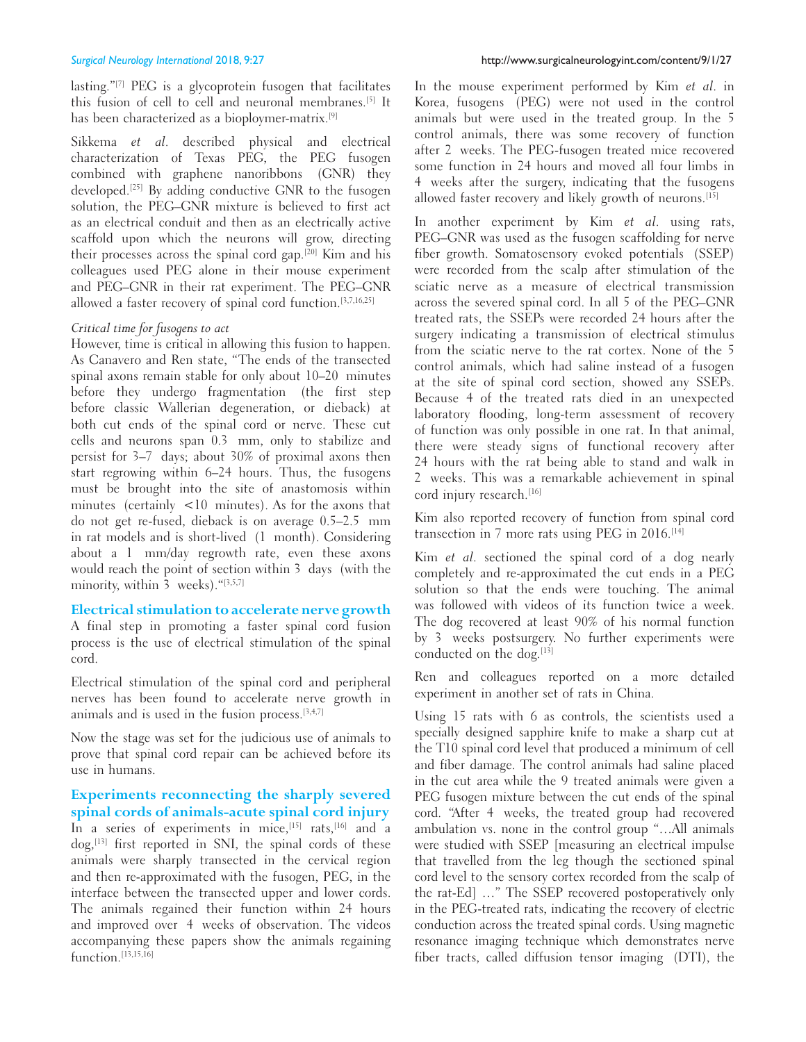lasting."[7] PEG is a glycoprotein fusogen that facilitates this fusion of cell to cell and neuronal membranes.[5] It has been characterized as a bioploymer-matrix.[9]

Sikkema *et al*. described physical and electrical characterization of Texas PEG, the PEG fusogen combined with graphene nanoribbons (GNR) they developed.[25] By adding conductive GNR to the fusogen solution, the PEG–GNR mixture is believed to first act as an electrical conduit and then as an electrically active scaffold upon which the neurons will grow, directing their processes across the spinal cord gap.[20] Kim and his colleagues used PEG alone in their mouse experiment and PEG–GNR in their rat experiment. The PEG–GNR allowed a faster recovery of spinal cord function.[3,7,16,25]

### *Critical time for fusogens to act*

However, time is critical in allowing this fusion to happen. As Canavero and Ren state, "The ends of the transected spinal axons remain stable for only about 10–20 minutes before they undergo fragmentation (the first step before classic Wallerian degeneration, or dieback) at both cut ends of the spinal cord or nerve. These cut cells and neurons span 0.3 mm, only to stabilize and persist for 3–7 days; about 30% of proximal axons then start regrowing within 6–24 hours. Thus, the fusogens must be brought into the site of anastomosis within minutes (certainly <10 minutes). As for the axons that do not get re-fused, dieback is on average 0.5–2.5 mm in rat models and is short-lived (1 month). Considering about a 1 mm/day regrowth rate, even these axons would reach the point of section within 3 days (with the minority, within 3 weeks)."[3,5,7]

## Electrical stimulation to accelerate nerve growth

A final step in promoting a faster spinal cord fusion process is the use of electrical stimulation of the spinal cord.

Electrical stimulation of the spinal cord and peripheral nerves has been found to accelerate nerve growth in animals and is used in the fusion process.[3,4,7]

Now the stage was set for the judicious use of animals to prove that spinal cord repair can be achieved before its use in humans.

## Experiments reconnecting the sharply severed spinal cords of animals-acute spinal cord injury

In a series of experiments in mice,[15] rats,[16] and a dog,[13] first reported in SNI, the spinal cords of these animals were sharply transected in the cervical region and then re-approximated with the fusogen, PEG, in the interface between the transected upper and lower cords. The animals regained their function within 24 hours and improved over 4 weeks of observation. The videos accompanying these papers show the animals regaining function.[13,15,16]

In the mouse experiment performed by Kim *et al*. in Korea, fusogens (PEG) were not used in the control animals but were used in the treated group. In the 5 control animals, there was some recovery of function after 2 weeks. The PEG-fusogen treated mice recovered some function in 24 hours and moved all four limbs in 4 weeks after the surgery, indicating that the fusogens allowed faster recovery and likely growth of neurons.[15]

In another experiment by Kim *et al*. using rats, PEG–GNR was used as the fusogen scaffolding for nerve fiber growth. Somatosensory evoked potentials (SSEP) were recorded from the scalp after stimulation of the sciatic nerve as a measure of electrical transmission across the severed spinal cord. In all 5 of the PEG–GNR treated rats, the SSEPs were recorded 24 hours after the surgery indicating a transmission of electrical stimulus from the sciatic nerve to the rat cortex. None of the 5 control animals, which had saline instead of a fusogen at the site of spinal cord section, showed any SSEPs. Because 4 of the treated rats died in an unexpected laboratory flooding, long-term assessment of recovery of function was only possible in one rat. In that animal, there were steady signs of functional recovery after 24 hours with the rat being able to stand and walk in 2 weeks. This was a remarkable achievement in spinal cord injury research.[16]

Kim also reported recovery of function from spinal cord transection in 7 more rats using PEG in 2016.[14]

Kim *et al*. sectioned the spinal cord of a dog nearly completely and re-approximated the cut ends in a PEG solution so that the ends were touching. The animal was followed with videos of its function twice a week. The dog recovered at least 90% of his normal function by 3 weeks postsurgery. No further experiments were conducted on the dog.[13]

Ren and colleagues reported on a more detailed experiment in another set of rats in China.

Using 15 rats with 6 as controls, the scientists used a specially designed sapphire knife to make a sharp cut at the T10 spinal cord level that produced a minimum of cell and fiber damage. The control animals had saline placed in the cut area while the 9 treated animals were given a PEG fusogen mixture between the cut ends of the spinal cord. "After 4 weeks, the treated group had recovered ambulation vs. none in the control group "…All animals were studied with SSEP [measuring an electrical impulse that travelled from the leg though the sectioned spinal cord level to the sensory cortex recorded from the scalp of the rat-Ed] …" The SSEP recovered postoperatively only in the PEG-treated rats, indicating the recovery of electric conduction across the treated spinal cords. Using magnetic resonance imaging technique which demonstrates nerve fiber tracts, called diffusion tensor imaging (DTI), the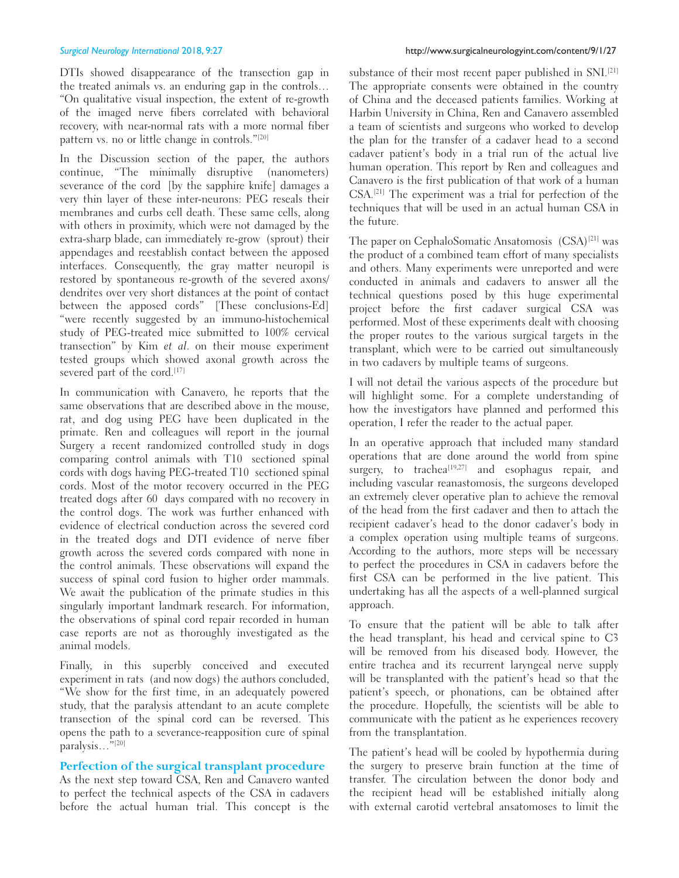DTIs showed disappearance of the transection gap in the treated animals vs. an enduring gap in the controls… "On qualitative visual inspection, the extent of re-growth of the imaged nerve fibers correlated with behavioral recovery, with near-normal rats with a more normal fiber pattern vs. no or little change in controls."[20]

In the Discussion section of the paper, the authors continue, "The minimally disruptive (nanometers) severance of the cord [by the sapphire knife] damages a very thin layer of these inter-neurons: PEG reseals their membranes and curbs cell death. These same cells, along with others in proximity, which were not damaged by the extra-sharp blade, can immediately re-grow (sprout) their appendages and reestablish contact between the apposed interfaces. Consequently, the gray matter neuropil is restored by spontaneous re-growth of the severed axons/dendrites over very short distances at the point of contact between the apposed cords" [These conclusions-Ed] "were recently suggested by an immuno-histochemical study of PEG-treated mice submitted to 100% cervical transection" by Kim *et al*. on their mouse experiment tested groups which showed axonal growth across the severed part of the cord.[17]

In communication with Canavero, he reports that the same observations that are described above in the mouse, rat, and dog using PEG have been duplicated in the primate. Ren and colleagues will report in the journal Surgery a recent randomized controlled study in dogs comparing control animals with T10 sectioned spinal cords with dogs having PEG-treated T10 sectioned spinal cords. Most of the motor recovery occurred in the PEG treated dogs after 60 days compared with no recovery in the control dogs. The work was further enhanced with evidence of electrical conduction across the severed cord in the treated dogs and DTI evidence of nerve fiber growth across the severed cords compared with none in the control animals. These observations will expand the success of spinal cord fusion to higher order mammals. We await the publication of the primate studies in this singularly important landmark research. For information, the observations of spinal cord repair recorded in human case reports are not as thoroughly investigated as the animal models.

Finally, in this superbly conceived and executed experiment in rats (and now dogs) the authors concluded, "We show for the first time, in an adequately powered study, that the paralysis attendant to an acute complete transection of the spinal cord can be reversed. This opens the path to a severance-reapposition cure of spinal paralysis…"[20]

## Perfection of the surgical transplant procedure

As the next step toward CSA, Ren and Canavero wanted to perfect the technical aspects of the CSA in cadavers before the actual human trial. This concept is the substance of their most recent paper published in SNI.[21] The appropriate consents were obtained in the country of China and the deceased patients families. Working at Harbin University in China, Ren and Canavero assembled a team of scientists and surgeons who worked to develop the plan for the transfer of a cadaver head to a second cadaver patient's body in a trial run of the actual live human operation. This report by Ren and colleagues and Canavero is the first publication of that work of a human CSA.[21] The experiment was a trial for perfection of the techniques that will be used in an actual human CSA in the future.

The paper on CephaloSomatic Ansatomosis (CSA)[21] was the product of a combined team effort of many specialists and others. Many experiments were unreported and were conducted in animals and cadavers to answer all the technical questions posed by this huge experimental project before the first cadaver surgical CSA was performed. Most of these experiments dealt with choosing the proper routes to the various surgical targets in the transplant, which were to be carried out simultaneously in two cadavers by multiple teams of surgeons.

I will not detail the various aspects of the procedure but will highlight some. For a complete understanding of how the investigators have planned and performed this operation, I refer the reader to the actual paper.

In an operative approach that included many standard operations that are done around the world from spine surgery, to trachea[19,27] and esophagus repair, and including vascular reanastomosis, the surgeons developed an extremely clever operative plan to achieve the removal of the head from the first cadaver and then to attach the recipient cadaver's head to the donor cadaver's body in a complex operation using multiple teams of surgeons. According to the authors, more steps will be necessary to perfect the procedures in CSA in cadavers before the first CSA can be performed in the live patient. This undertaking has all the aspects of a well-planned surgical approach.

To ensure that the patient will be able to talk after the head transplant, his head and cervical spine to C3 will be removed from his diseased body. However, the entire trachea and its recurrent laryngeal nerve supply will be transplanted with the patient's head so that the patient's speech, or phonations, can be obtained after the procedure. Hopefully, the scientists will be able to communicate with the patient as he experiences recovery from the transplantation.

The patient's head will be cooled by hypothermia during the surgery to preserve brain function at the time of transfer. The circulation between the donor body and the recipient head will be established initially along with external carotid vertebral ansatomoses to limit the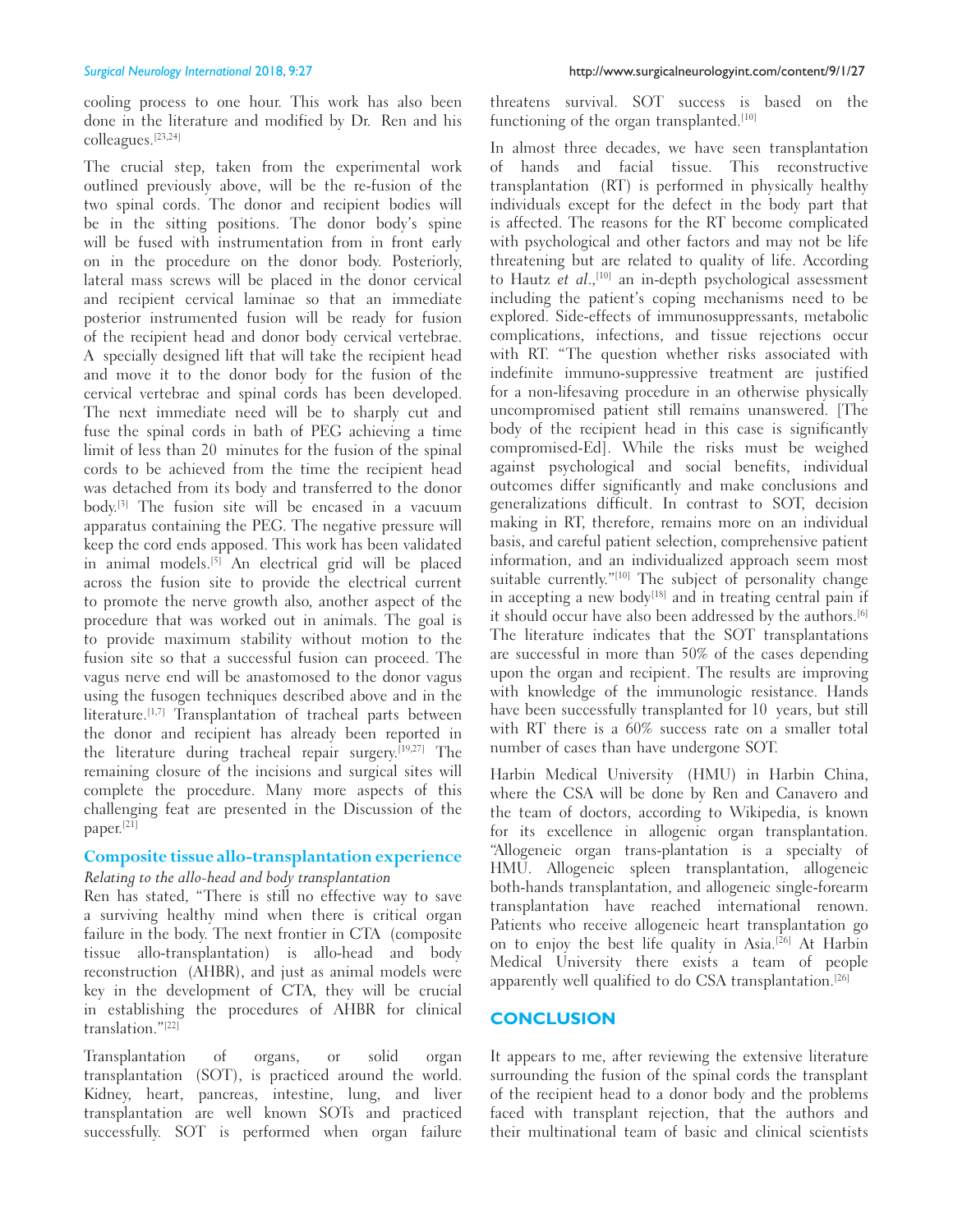cooling process to one hour. This work has also been done in the literature and modified by Dr. Ren and his colleagues.[23,24]

The crucial step, taken from the experimental work outlined previously above, will be the re-fusion of the two spinal cords. The donor and recipient bodies will be in the sitting positions. The donor body's spine will be fused with instrumentation from in front early on in the procedure on the donor body. Posteriorly, lateral mass screws will be placed in the donor cervical and recipient cervical laminae so that an immediate posterior instrumented fusion will be ready for fusion of the recipient head and donor body cervical vertebrae. A specially designed lift that will take the recipient head and move it to the donor body for the fusion of the cervical vertebrae and spinal cords has been developed. The next immediate need will be to sharply cut and fuse the spinal cords in bath of PEG achieving a time limit of less than 20 minutes for the fusion of the spinal cords to be achieved from the time the recipient head was detached from its body and transferred to the donor body.[3] The fusion site will be encased in a vacuum apparatus containing the PEG. The negative pressure will keep the cord ends apposed. This work has been validated in animal models.[5] An electrical grid will be placed across the fusion site to provide the electrical current to promote the nerve growth also, another aspect of the procedure that was worked out in animals. The goal is to provide maximum stability without motion to the fusion site so that a successful fusion can proceed. The vagus nerve end will be anastomosed to the donor vagus using the fusogen techniques described above and in the literature.[1,7] Transplantation of tracheal parts between the donor and recipient has already been reported in the literature during tracheal repair surgery.[19,27] The remaining closure of the incisions and surgical sites will complete the procedure. Many more aspects of this challenging feat are presented in the Discussion of the paper.[21]

## Composite tissue allo-transplantation experience

*Relating to the allo-head and body transplantation*

Ren has stated, "There is still no effective way to save a surviving healthy mind when there is critical organ failure in the body. The next frontier in CTA (composite tissue allo-transplantation) is allo-head and body reconstruction (AHBR), and just as animal models were key in the development of CTA, they will be crucial in establishing the procedures of AHBR for clinical translation."[22]

Transplantation of organs, or solid organ transplantation (SOT), is practiced around the world. Kidney, heart, pancreas, intestine, lung, and liver transplantation are well known SOTs and practiced successfully. SOT is performed when organ failure threatens survival. SOT success is based on the functioning of the organ transplanted.[10]

In almost three decades, we have seen transplantation of hands and facial tissue. This reconstructive transplantation (RT) is performed in physically healthy individuals except for the defect in the body part that is affected. The reasons for the RT become complicated with psychological and other factors and may not be life threatening but are related to quality of life. According to Hautz *et al*.,[10] an in-depth psychological assessment including the patient's coping mechanisms need to be explored. Side-effects of immunosuppressants, metabolic complications, infections, and tissue rejections occur with RT. "The question whether risks associated with indefinite immuno-suppressive treatment are justified for a non-lifesaving procedure in an otherwise physically uncompromised patient still remains unanswered. [The body of the recipient head in this case is significantly compromised-Ed]. While the risks must be weighed against psychological and social benefits, individual outcomes differ significantly and make conclusions and generalizations difficult. In contrast to SOT, decision making in RT, therefore, remains more on an individual basis, and careful patient selection, comprehensive patient information, and an individualized approach seem most suitable currently."[10] The subject of personality change in accepting a new body[18] and in treating central pain if it should occur have also been addressed by the authors.[6] The literature indicates that the SOT transplantations are successful in more than 50% of the cases depending upon the organ and recipient. The results are improving with knowledge of the immunologic resistance. Hands have been successfully transplanted for 10 years, but still with RT there is a 60% success rate on a smaller total number of cases than have undergone SOT.

Harbin Medical University (HMU) in Harbin China, where the CSA will be done by Ren and Canavero and the team of doctors, according to Wikipedia, is known for its excellence in allogenic organ transplantation. "Allogeneic organ trans-plantation is a specialty of HMU. Allogeneic spleen transplantation, allogeneic both-hands transplantation, and allogeneic single-forearm transplantation have reached international renown. Patients who receive allogeneic heart transplantation go on to enjoy the best life quality in Asia.[26] At Harbin Medical University there exists a team of people apparently well qualified to do CSA transplantation.[26]

## CONCLUSION

It appears to me, after reviewing the extensive literature surrounding the fusion of the spinal cords the transplant of the recipient head to a donor body and the problems faced with transplant rejection, that the authors and their multinational team of basic and clinical scientists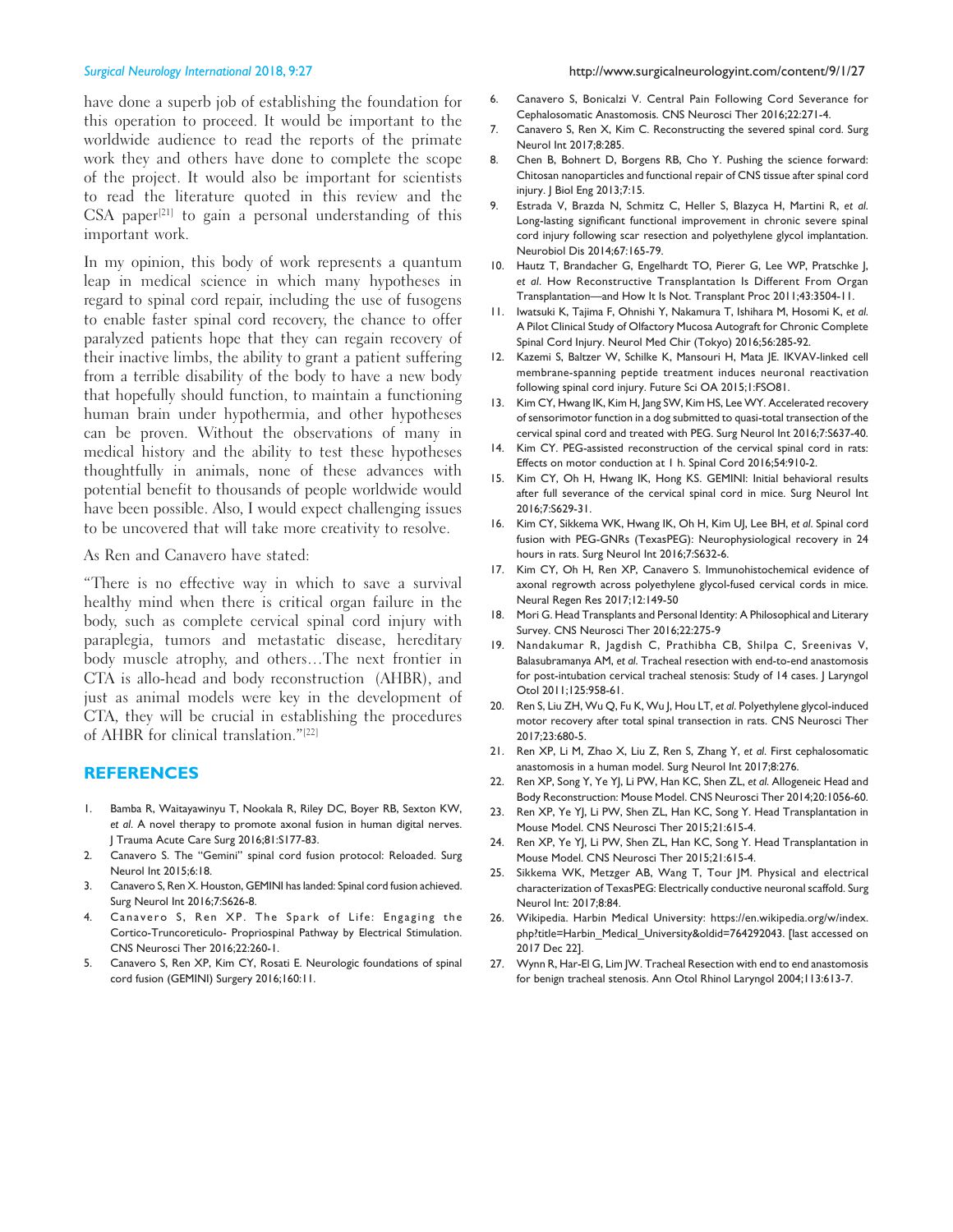have done a superb job of establishing the foundation for this operation to proceed. It would be important to the worldwide audience to read the reports of the primate work they and others have done to complete the scope of the project. It would also be important for scientists to read the literature quoted in this review and the CSA paper[21] to gain a personal understanding of this important work.

In my opinion, this body of work represents a quantum leap in medical science in which many hypotheses in regard to spinal cord repair, including the use of fusogens to enable faster spinal cord recovery, the chance to offer paralyzed patients hope that they can regain recovery of their inactive limbs, the ability to grant a patient suffering from a terrible disability of the body to have a new body that hopefully should function, to maintain a functioning human brain under hypothermia, and other hypotheses can be proven. Without the observations of many in medical history and the ability to test these hypotheses thoughtfully in animals, none of these advances with potential benefit to thousands of people worldwide would have been possible. Also, I would expect challenging issues to be uncovered that will take more creativity to resolve.

As Ren and Canavero have stated:

"There is no effective way in which to save a survival healthy mind when there is critical organ failure in the body, such as complete cervical spinal cord injury with paraplegia, tumors and metastatic disease, hereditary body muscle atrophy, and others…The next frontier in CTA is allo-head and body reconstruction (AHBR), and just as animal models were key in the development of CTA, they will be crucial in establishing the procedures of AHBR for clinical translation."[22]

## REFERENCES

1. Bamba R, Waitayawinyu T, Nookala R, Riley DC, Boyer RB, Sexton KW, *et al*. A novel therapy to promote axonal fusion in human digital nerves. J Trauma Acute Care Surg 2016;81:S177-83.
2. Canavero S. The "Gemini" spinal cord fusion protocol: Reloaded. Surg Neurol Int 2015;6:18.
3. Canavero S, Ren X. Houston, GEMINI has landed: Spinal cord fusion achieved. Surg Neurol Int 2016;7:S626-8.
4. Canavero S, Ren XP. The Spark of Life: Engaging the Cortico-Truncoreticulo- Propriospinal Pathway by Electrical Stimulation. CNS Neurosci Ther 2016;22:260-1.
5. Canavero S, Ren XP, Kim CY, Rosati E. Neurologic foundations of spinal cord fusion (GEMINI) Surgery 2016;160:11.
6. Canavero S, Bonicalzi V. Central Pain Following Cord Severance for Cephalosomatic Anastomosis. CNS Neurosci Ther 2016;22:271-4.
7. Canavero S, Ren X, Kim C. Reconstructing the severed spinal cord. Surg Neurol Int 2017;8:285.
8. Chen B, Bohnert D, Borgens RB, Cho Y. Pushing the science forward: Chitosan nanoparticles and functional repair of CNS tissue after spinal cord injury. J Biol Eng 2013;7:15.
9. Estrada V, Brazda N, Schmitz C, Heller S, Blazyca H, Martini R, *et al*. Long-lasting significant functional improvement in chronic severe spinal cord injury following scar resection and polyethylene glycol implantation. Neurobiol Dis 2014;67:165-79.
10. Hautz T, Brandacher G, Engelhardt TO, Pierer G, Lee WP, Pratschke J, *et al*. How Reconstructive Transplantation Is Different From Organ Transplantation—and How It Is Not. Transplant Proc 2011;43:3504-11.
11. Iwatsuki K, Tajima F, Ohnishi Y, Nakamura T, Ishihara M, Hosomi K, *et al*. A Pilot Clinical Study of Olfactory Mucosa Autograft for Chronic Complete Spinal Cord Injury. Neurol Med Chir (Tokyo) 2016;56:285-92.
12. Kazemi S, Baltzer W, Schilke K, Mansouri H, Mata JE. IKVAV-linked cell membrane-spanning peptide treatment induces neuronal reactivation following spinal cord injury. Future Sci OA 2015;1:FSO81.
13. Kim CY, Hwang IK, Kim H, Jang SW, Kim HS, Lee WY. Accelerated recovery of sensorimotor function in a dog submitted to quasi-total transection of the cervical spinal cord and treated with PEG. Surg Neurol Int 2016;7:S637-40.
14. Kim CY. PEG-assisted reconstruction of the cervical spinal cord in rats: Effects on motor conduction at 1 h. Spinal Cord 2016;54:910-2.
15. Kim CY, Oh H, Hwang IK, Hong KS. GEMINI: Initial behavioral results after full severance of the cervical spinal cord in mice. Surg Neurol Int 2016;7:S629-31.
16. Kim CY, Sikkema WK, Hwang IK, Oh H, Kim UJ, Lee BH, *et al*. Spinal cord fusion with PEG-GNRs (TexasPEG): Neurophysiological recovery in 24 hours in rats. Surg Neurol Int 2016;7:S632-6.
17. Kim CY, Oh H, Ren XP, Canavero S. Immunohistochemical evidence of axonal regrowth across polyethylene glycol-fused cervical cords in mice. Neural Regen Res 2017;12:149-50
18. Mori G. Head Transplants and Personal Identity: A Philosophical and Literary Survey. CNS Neurosci Ther 2016;22:275-9
19. Nandakumar R, Jagdish C, Prathibha CB, Shilpa C, Sreenivas V, Balasubramanya AM, *et al*. Tracheal resection with end-to-end anastomosis for post-intubation cervical tracheal stenosis: Study of 14 cases. J Laryngol Otol 2011;125:958-61.
20. Ren S, Liu ZH, Wu Q, Fu K, Wu J, Hou LT, *et al*. Polyethylene glycol-induced motor recovery after total spinal transection in rats. CNS Neurosci Ther 2017;23:680-5.
21. Ren XP, Li M, Zhao X, Liu Z, Ren S, Zhang Y, *et al*. First cephalosomatic anastomosis in a human model. Surg Neurol Int 2017;8:276.
22. Ren XP, Song Y, Ye YJ, Li PW, Han KC, Shen ZL, *et al*. Allogeneic Head and Body Reconstruction: Mouse Model. CNS Neurosci Ther 2014;20:1056-60.
23. Ren XP, Ye YJ, Li PW, Shen ZL, Han KC, Song Y. Head Transplantation in Mouse Model. CNS Neurosci Ther 2015;21:615-4.
24. Ren XP, Ye YJ, Li PW, Shen ZL, Han KC, Song Y. Head Transplantation in Mouse Model. CNS Neurosci Ther 2015;21:615-4.
25. Sikkema WK, Metzger AB, Wang T, Tour JM. Physical and electrical characterization of TexasPEG: Electrically conductive neuronal scaffold. Surg Neurol Int: 2017;8:84.
26. Wikipedia. Harbin Medical University: https://en.wikipedia.org/w/index.php?title=Harbin_Medical_University&oldid=764292043. [last accessed on 2017 Dec 22].
27. Wynn R, Har-El G, Lim JW. Tracheal Resection with end to end anastomosis for benign tracheal stenosis. Ann Otol Rhinol Laryngol 2004;113:613-7.